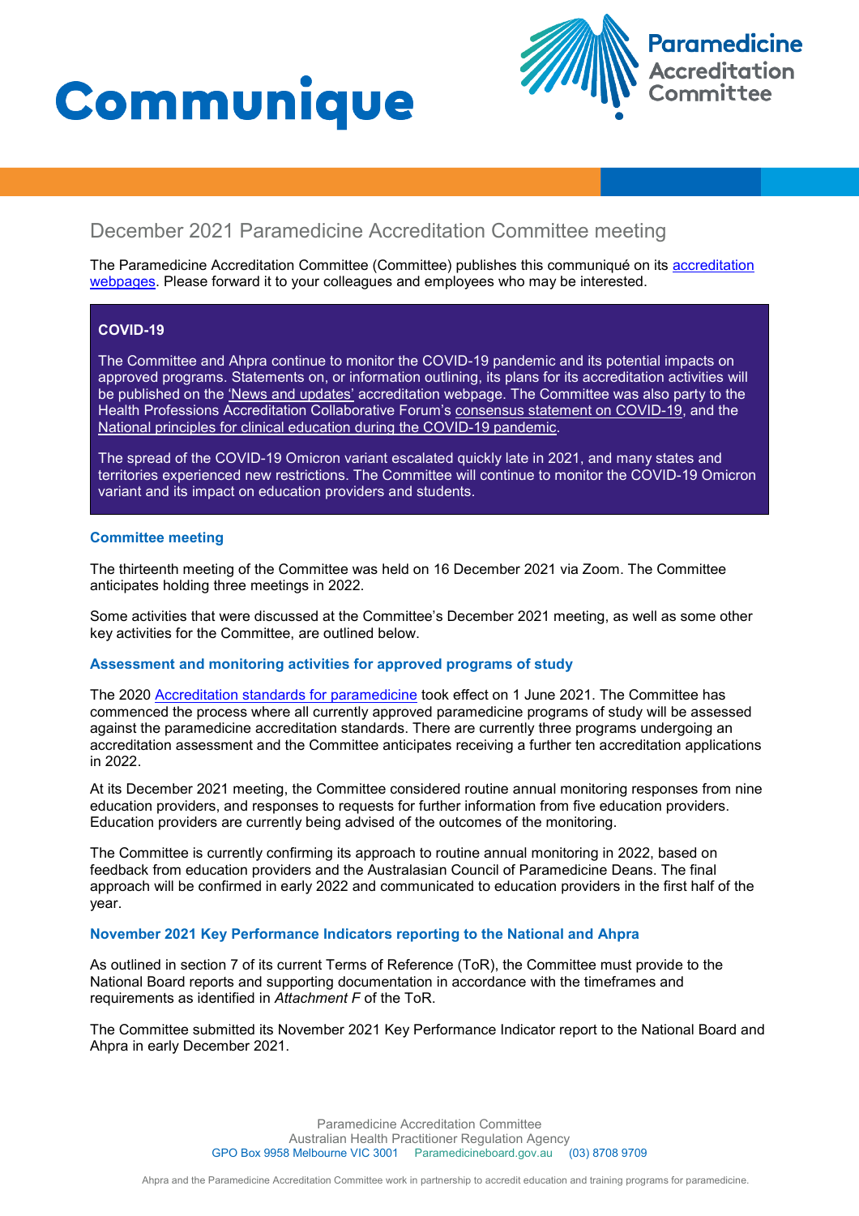# Communique

Paramedicine Accreditation Committee

## December 2021 Paramedicine Accreditation Committee meeting

The Paramedicine Accreditation Committee (Committee) publishes this communiqué on its accreditation webpages. Please forward it to your colleagues and employees who may be interested.

### COVID-19

The Committee and Ahpra continue to monitor the COVID-19 pandemic and its potential impacts on approved programs. Statements on, or information outlining, its plans for its accreditation activities will be published on the 'News and updates' accreditation webpage. The Committee was also party to the Health Professions Accreditation Collaborative Forum's consensus statement on COVID-19, and the National principles for clinical education during the COVID-19 pandemic.

The spread of the COVID-19 Omicron variant escalated quickly late in 2021, and many states and territories experienced new restrictions. The Committee will continue to monitor the COVID-19 Omicron variant and its impact on education providers and students.

### Committee meeting

The thirteenth meeting of the Committee was held on 16 December 2021 via Zoom. The Committee anticipates holding three meetings in 2022.

Some activities that were discussed at the Committee's December 2021 meeting, as well as some other key activities for the Committee, are outlined below.

### Assessment and monitoring activities for approved programs of study

The 2020 Accreditation standards for paramedicine took effect on 1 June 2021. The Committee has commenced the process where all currently approved paramedicine programs of study will be assessed against the paramedicine accreditation standards. There are currently three programs undergoing an accreditation assessment and the Committee anticipates receiving a further ten accreditation applications in 2022.

At its December 2021 meeting, the Committee considered routine annual monitoring responses from nine education providers, and responses to requests for further information from five education providers. Education providers are currently being advised of the outcomes of the monitoring.

The Committee is currently confirming its approach to routine annual monitoring in 2022, based on feedback from education providers and the Australasian Council of Paramedicine Deans. The final approach will be confirmed in early 2022 and communicated to education providers in the first half of the year.

### November 2021 Key Performance Indicators reporting to the National and Ahpra

As outlined in section 7 of its current Terms of Reference (ToR), the Committee must provide to the National Board reports and supporting documentation in accordance with the timeframes and requirements as identified in *Attachment F* of the ToR.

The Committee submitted its November 2021 Key Performance Indicator report to the National Board and Ahpra in early December 2021.

Paramedicine Accreditation Committee
Australian Health Practitioner Regulation Agency
GPO Box 9958 Melbourne VIC 3001 Paramedicineboard.gov.au (03) 8708 9709

Ahpra and the Paramedicine Accreditation Committee work in partnership to accredit education and training programs for paramedicine.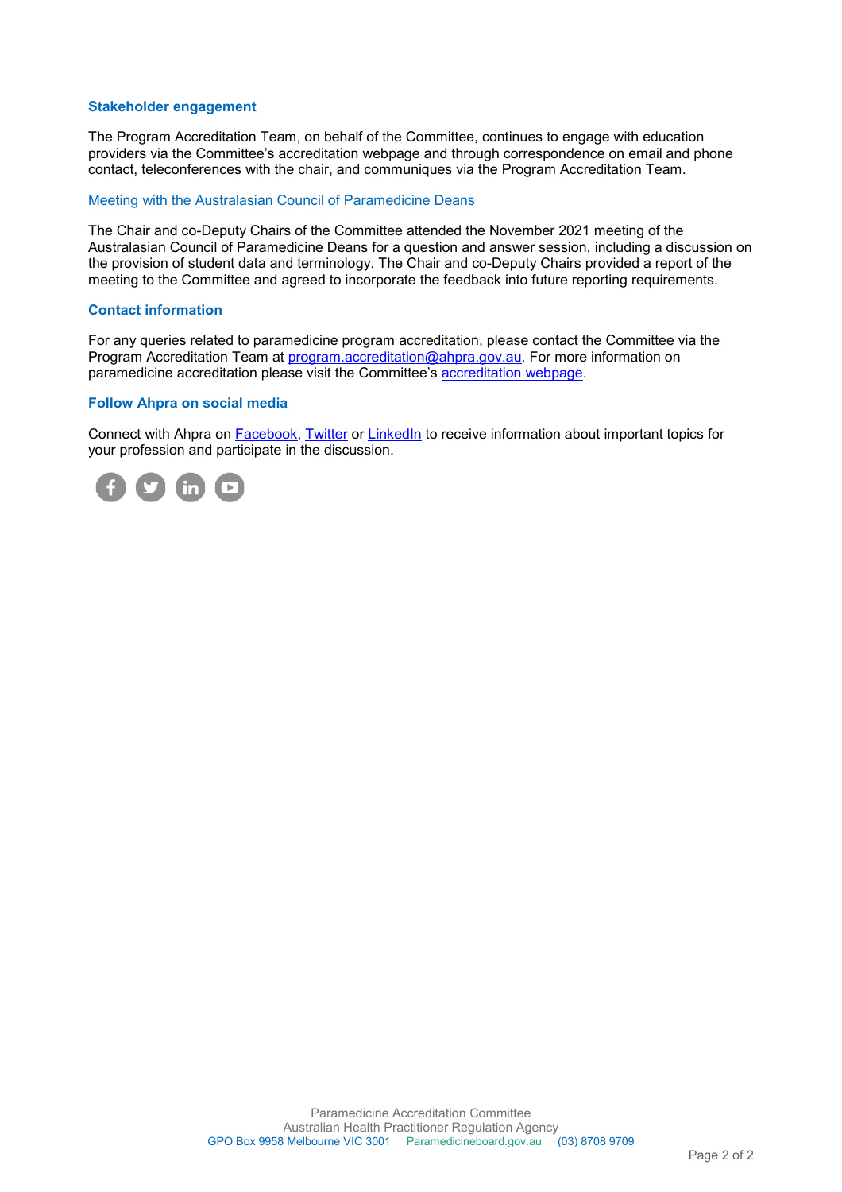### Stakeholder engagement

The Program Accreditation Team, on behalf of the Committee, continues to engage with education providers via the Committee's accreditation webpage and through correspondence on email and phone contact, teleconferences with the chair, and communiques via the Program Accreditation Team.

#### Meeting with the Australasian Council of Paramedicine Deans

The Chair and co-Deputy Chairs of the Committee attended the November 2021 meeting of the Australasian Council of Paramedicine Deans for a question and answer session, including a discussion on the provision of student data and terminology. The Chair and co-Deputy Chairs provided a report of the meeting to the Committee and agreed to incorporate the feedback into future reporting requirements.

### Contact information

For any queries related to paramedicine program accreditation, please contact the Committee via the Program Accreditation Team at program.accreditation@ahpra.gov.au. For more information on paramedicine accreditation please visit the Committee's accreditation webpage.

### Follow Ahpra on social media

Connect with Ahpra on Facebook, Twitter or LinkedIn to receive information about important topics for your profession and participate in the discussion.

Paramedicine Accreditation Committee
Australian Health Practitioner Regulation Agency
GPO Box 9958 Melbourne VIC 3001    Paramedicineboard.gov.au    (03) 8708 9709